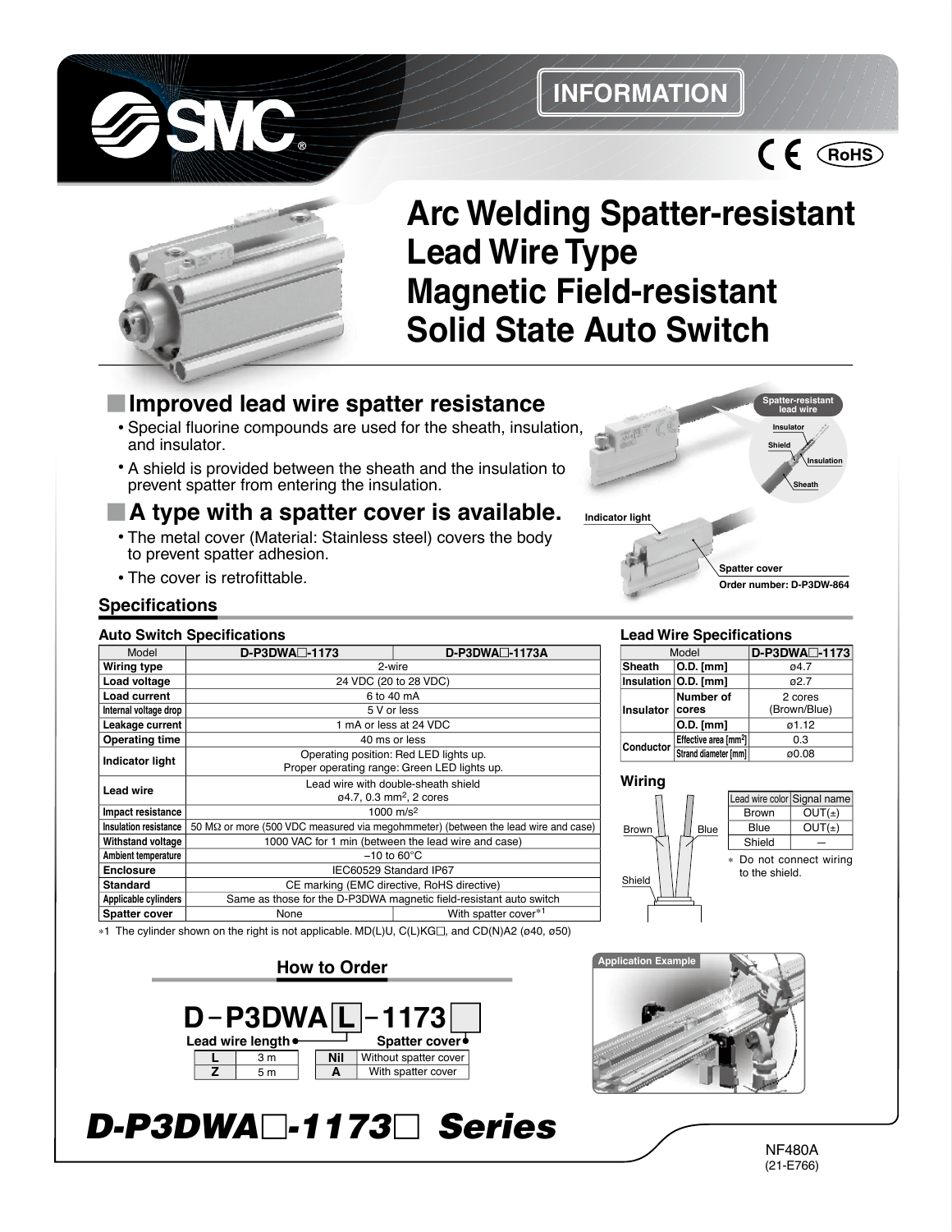# INFORMATION

# Arc Welding Spatter-resistant Lead Wire Type Magnetic Field-resistant Solid State Auto Switch

## Improved lead wire spatter resistance

- Special fluorine compounds are used for the sheath, insulation, and insulator.
- A shield is provided between the sheath and the insulation to prevent spatter from entering the insulation.

Spatter-resistant lead wire: Insulator, Shield, Insulation, Sheath

## A type with a spatter cover is available.

- The metal cover (Material: Stainless steel) covers the body to prevent spatter adhesion.
- The cover is retrofittable.

Indicator light

Spatter cover
**Order number: D-P3DW-864**

## Specifications

### Auto Switch Specifications

| Model | D-P3DWA□-1173 | D-P3DWA□-1173A |
|---|---|---|
| Wiring type | 2-wire | |
| Load voltage | 24 VDC (20 to 28 VDC) | |
| Load current | 6 to 40 mA | |
| Internal voltage drop | 5 V or less | |
| Leakage current | 1 mA or less at 24 VDC | |
| Operating time | 40 ms or less | |
| Indicator light | Operating position: Red LED lights up. Proper operating range: Green LED lights up. | |
| Lead wire | Lead wire with double-sheath shield ø4.7, 0.3 mm², 2 cores | |
| Impact resistance | 1000 m/s² | |
| Insulation resistance | 50 MΩ or more (500 VDC measured via megohmmeter) (between the lead wire and case) | |
| Withstand voltage | 1000 VAC for 1 min (between the lead wire and case) | |
| Ambient temperature | –10 to 60°C | |
| Enclosure | IEC60529 Standard IP67 | |
| Standard | CE marking (EMC directive, RoHS directive) | |
| Applicable cylinders | Same as those for the D-P3DWA magnetic field-resistant auto switch | |
| Spatter cover | None | With spatter cover*1 |

*1 The cylinder shown on the right is not applicable. MD(L)U, C(L)KG□, and CD(N)A2 (ø40, ø50)

### Lead Wire Specifications

| Model | | D-P3DWA□-1173 |
|---|---|---|
| Sheath | O.D. [mm] | ø4.7 |
| Insulation | O.D. [mm] | ø2.7 |
| Insulator | Number of cores | 2 cores (Brown/Blue) |
| | O.D. [mm] | ø1.12 |
| Conductor | Effective area [mm²] | 0.3 |
| | Strand diameter [mm] | ø0.08 |

### Wiring

Brown, Blue, Shield

| Lead wire color | Signal name |
|---|---|
| Brown | OUT(±) |
| Blue | OUT(±) |
| Shield | — |

* Do not connect wiring to the shield.

## How to Order

**D–P3DWA L –1173 □**

Lead wire length

| | |
|---|---|
| L | 3 m |
| Z | 5 m |

Spatter cover

| | |
|---|---|
| Nil | Without spatter cover |
| A | With spatter cover |

Application Example

# *D-P3DWA□-1173□ Series*

NF480A
(21-E766)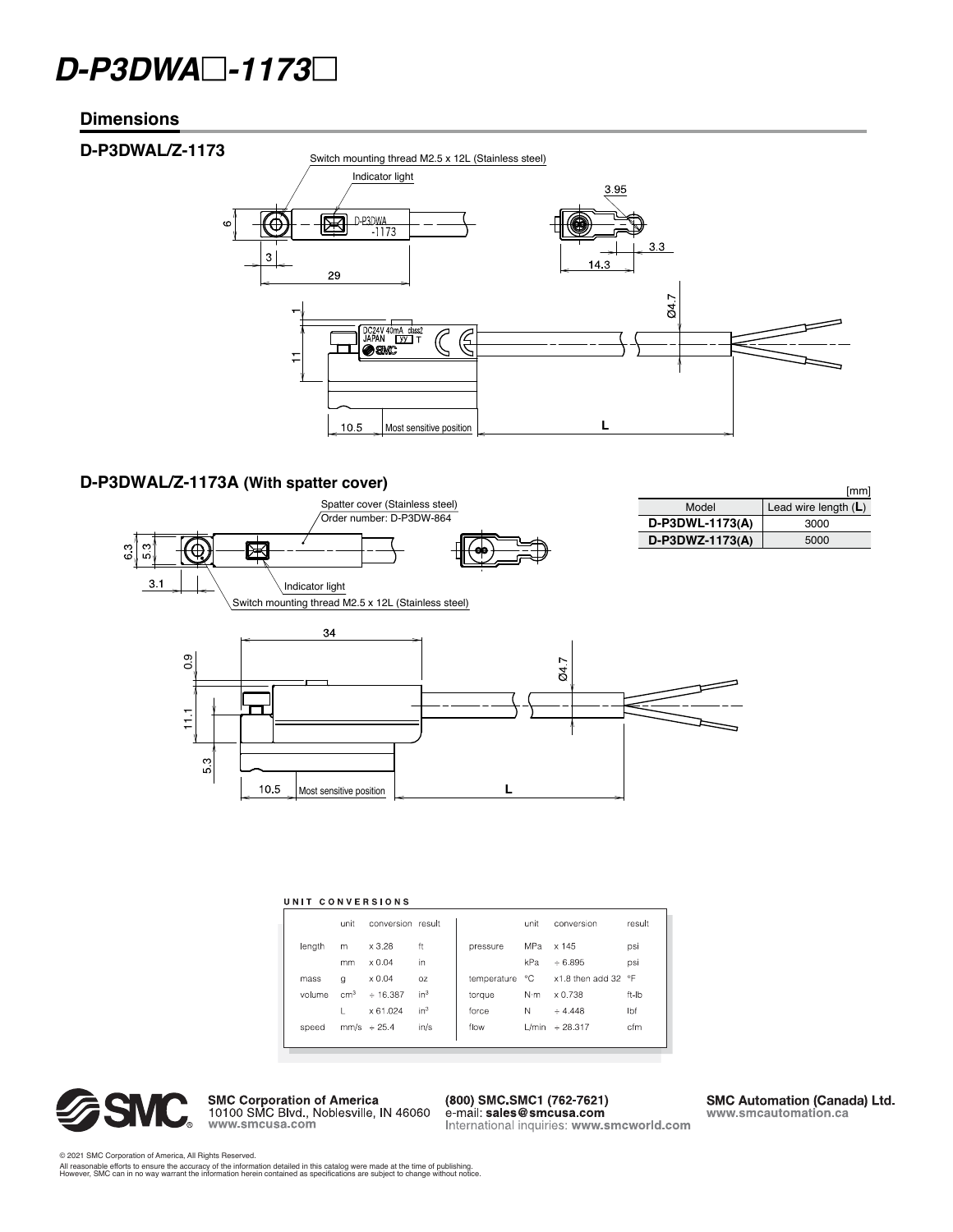# D-P3DWA□-1173□

## Dimensions

### D-P3DWAL/Z-1173

Switch mounting thread M2.5 x 12L (Stainless steel)

Indicator light

D-P3DWA -1173

6

3

29

3.95

3.3

14.3

Ø4.7

1

11

DC24V 40mA class2 JAPAN yy T

SMC

10.5

Most sensitive position

L

### D-P3DWAL/Z-1173A (With spatter cover)

Spatter cover (Stainless steel)
Order number: D-P3DW-864

6.3

5.3

3.1

Indicator light

Switch mounting thread M2.5 x 12L (Stainless steel)

34

0.9

11.1

5.3

Ø4.7

10.5

Most sensitive position

L

[mm]

| Model | Lead wire length (L) |
|---|---|
| D-P3DWL-1173(A) | 3000 |
| D-P3DWZ-1173(A) | 5000 |

UNIT CONVERSIONS

| | unit | conversion | result | | unit | conversion | result |
|---|---|---|---|---|---|---|---|
| length | m | x 3.28 | ft | pressure | MPa | x 145 | psi |
| | mm | x 0.04 | in | | kPa | ÷ 6.895 | psi |
| mass | g | x 0.04 | oz | temperature | °C | x1.8 then add 32 | °F |
| volume | cm³ | ÷ 16.387 | in³ | torque | N·m | x 0.738 | ft-lb |
| | L | x 61.024 | in³ | force | N | ÷ 4.448 | lbf |
| speed | mm/s | ÷ 25.4 | in/s | flow | L/min | ÷ 28.317 | cfm |

**SMC Corporation of America**
10100 SMC Blvd., Noblesville, IN 46060
www.smcusa.com

**(800) SMC.SMC1 (762-7621)**
e-mail: **sales@smcusa.com**
International inquiries: **www.smcworld.com**

**SMC Automation (Canada) Ltd.**
www.smcautomation.ca

© 2021 SMC Corporation of America, All Rights Reserved.
All reasonable efforts to ensure the accuracy of the information detailed in this catalog were made at the time of publishing. However, SMC can in no way warrant the information herein contained as specifications are subject to change without notice.